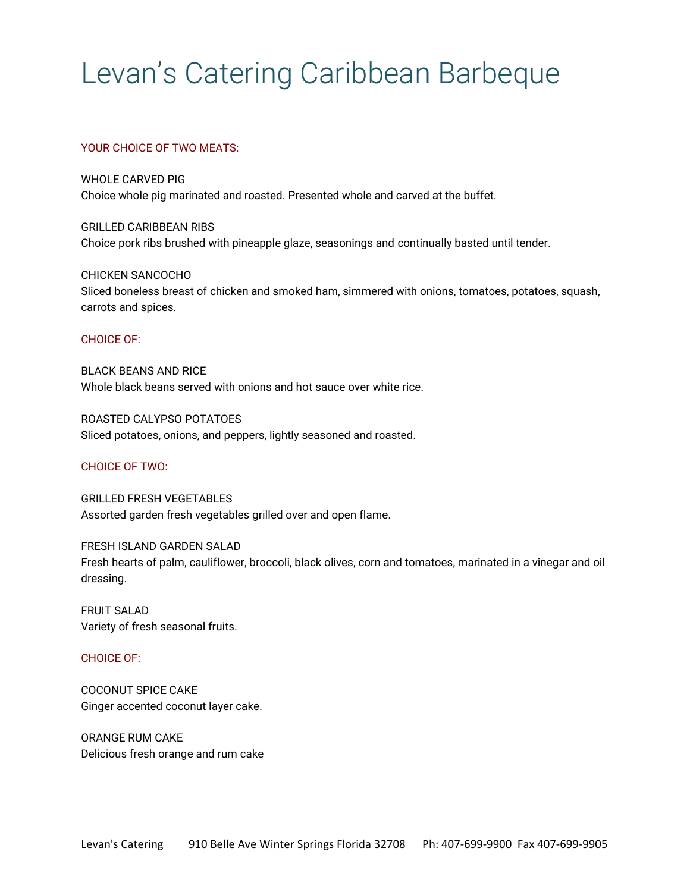# Levan's Catering Caribbean Barbeque

## YOUR CHOICE OF TWO MEATS:

WHOLE CARVED PIG
Choice whole pig marinated and roasted. Presented whole and carved at the buffet.

GRILLED CARIBBEAN RIBS
Choice pork ribs brushed with pineapple glaze, seasonings and continually basted until tender.

CHICKEN SANCOCHO
Sliced boneless breast of chicken and smoked ham, simmered with onions, tomatoes, potatoes, squash, carrots and spices.

## CHOICE OF:

BLACK BEANS AND RICE
Whole black beans served with onions and hot sauce over white rice.

ROASTED CALYPSO POTATOES
Sliced potatoes, onions, and peppers, lightly seasoned and roasted.

## CHOICE OF TWO:

GRILLED FRESH VEGETABLES
Assorted garden fresh vegetables grilled over and open flame.

FRESH ISLAND GARDEN SALAD
Fresh hearts of palm, cauliflower, broccoli, black olives, corn and tomatoes, marinated in a vinegar and oil dressing.

FRUIT SALAD
Variety of fresh seasonal fruits.

## CHOICE OF:

COCONUT SPICE CAKE
Ginger accented coconut layer cake.

ORANGE RUM CAKE
Delicious fresh orange and rum cake

Levan's Catering    910 Belle Ave Winter Springs Florida 32708    Ph: 407-699-9900  Fax 407-699-9905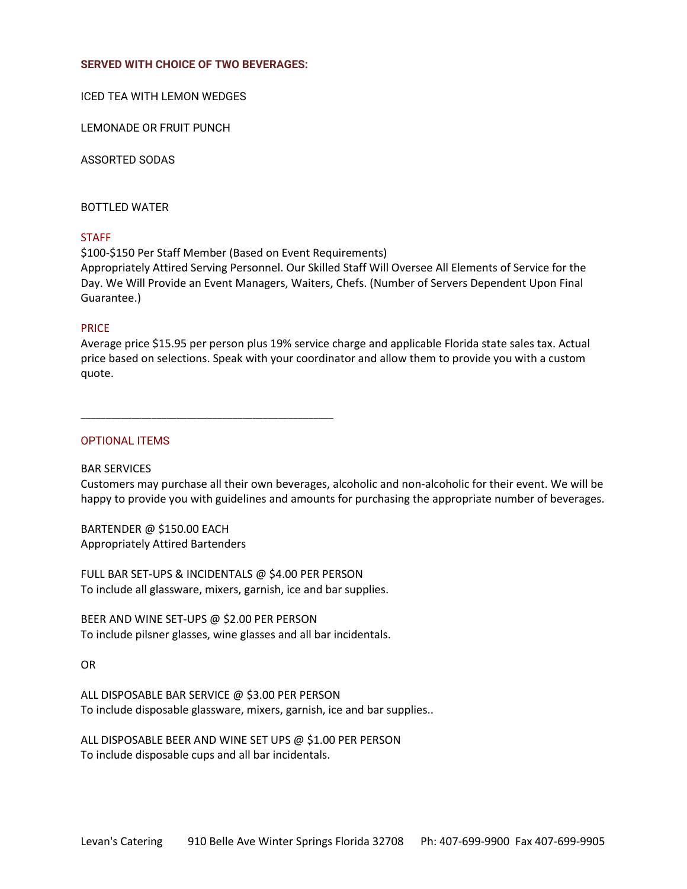**SERVED WITH CHOICE OF TWO BEVERAGES:**

ICED TEA WITH LEMON WEDGES

LEMONADE OR FRUIT PUNCH

ASSORTED SODAS

BOTTLED WATER

STAFF

$100-$150 Per Staff Member (Based on Event Requirements)
Appropriately Attired Serving Personnel. Our Skilled Staff Will Oversee All Elements of Service for the Day. We Will Provide an Event Managers, Waiters, Chefs. (Number of Servers Dependent Upon Final Guarantee.)

PRICE

Average price $15.95 per person plus 19% service charge and applicable Florida state sales tax. Actual price based on selections. Speak with your coordinator and allow them to provide you with a custom quote.

---

OPTIONAL ITEMS

BAR SERVICES
Customers may purchase all their own beverages, alcoholic and non-alcoholic for their event. We will be happy to provide you with guidelines and amounts for purchasing the appropriate number of beverages.

BARTENDER @ $150.00 EACH
Appropriately Attired Bartenders

FULL BAR SET-UPS & INCIDENTALS @ $4.00 PER PERSON
To include all glassware, mixers, garnish, ice and bar supplies.

BEER AND WINE SET-UPS @ $2.00 PER PERSON
To include pilsner glasses, wine glasses and all bar incidentals.

OR

ALL DISPOSABLE BAR SERVICE @ $3.00 PER PERSON
To include disposable glassware, mixers, garnish, ice and bar supplies..

ALL DISPOSABLE BEER AND WINE SET UPS @ $1.00 PER PERSON
To include disposable cups and all bar incidentals.